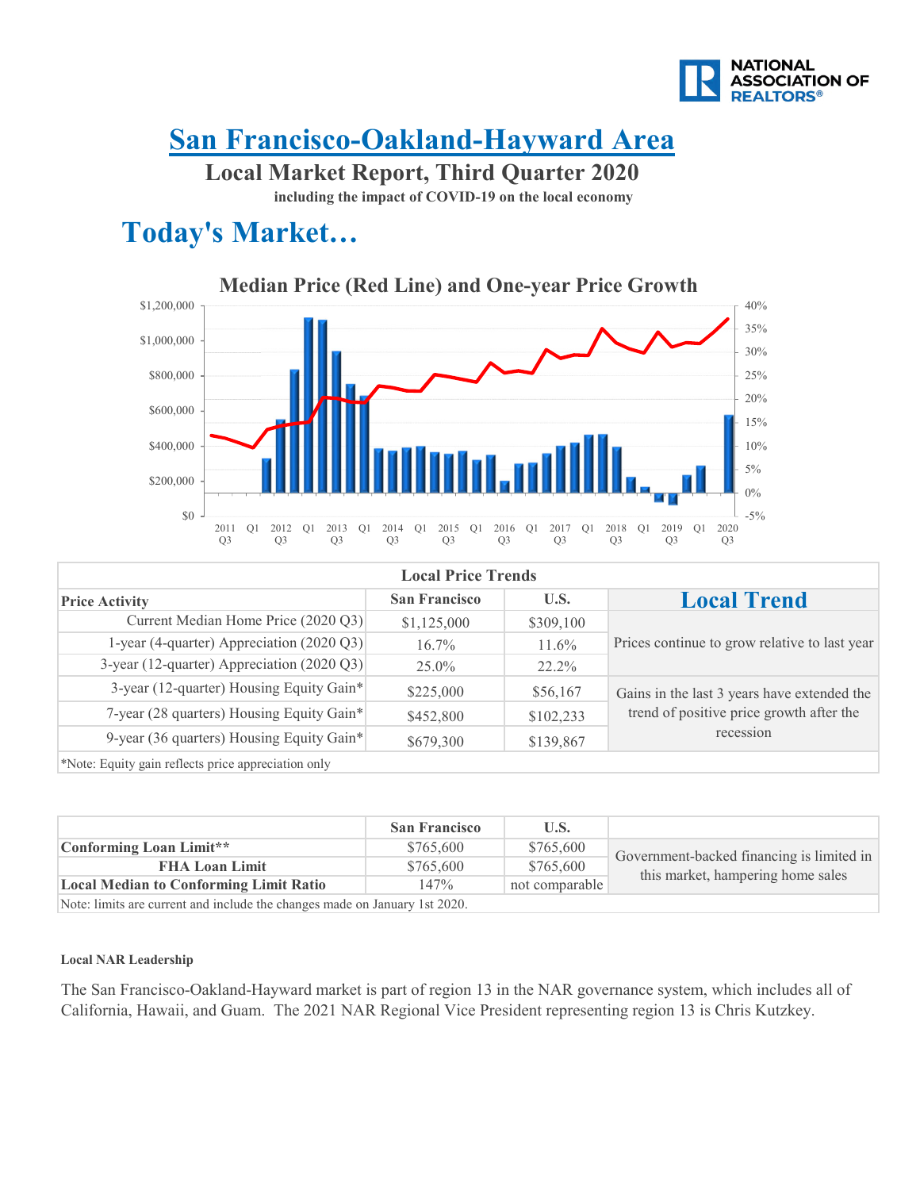# San Francisco-Oakland-Hayward Area

## Local Market Report, Third Quarter 2020

**including the impact of COVID-19 on the local economy**

# Today's Market…

**Median Price (Red Line) and One-year Price Growth**

| Local Price Trends | | | |
|---|---|---|---|
| **Price Activity** | **San Francisco** | **U.S.** | **Local Trend** |
| Current Median Home Price (2020 Q3) | $1,125,000 | $309,100 | Prices continue to grow relative to last year |
| 1-year (4-quarter) Appreciation (2020 Q3) | 16.7% | 11.6% | |
| 3-year (12-quarter) Appreciation (2020 Q3) | 25.0% | 22.2% | |
| 3-year (12-quarter) Housing Equity Gain* | $225,000 | $56,167 | Gains in the last 3 years have extended the trend of positive price growth after the recession |
| 7-year (28 quarters) Housing Equity Gain* | $452,800 | $102,233 | |
| 9-year (36 quarters) Housing Equity Gain* | $679,300 | $139,867 | |

*Note: Equity gain reflects price appreciation only

| | San Francisco | U.S. | |
|---|---|---|---|
| **Conforming Loan Limit**** | $765,600 | $765,600 | Government-backed financing is limited in this market, hampering home sales |
| **FHA Loan Limit** | $765,600 | $765,600 | |
| **Local Median to Conforming Limit Ratio** | 147% | not comparable | |

Note: limits are current and include the changes made on January 1st 2020.

**Local NAR Leadership**

The San Francisco-Oakland-Hayward market is part of region 13 in the NAR governance system, which includes all of California, Hawaii, and Guam. The 2021 NAR Regional Vice President representing region 13 is Chris Kutzkey.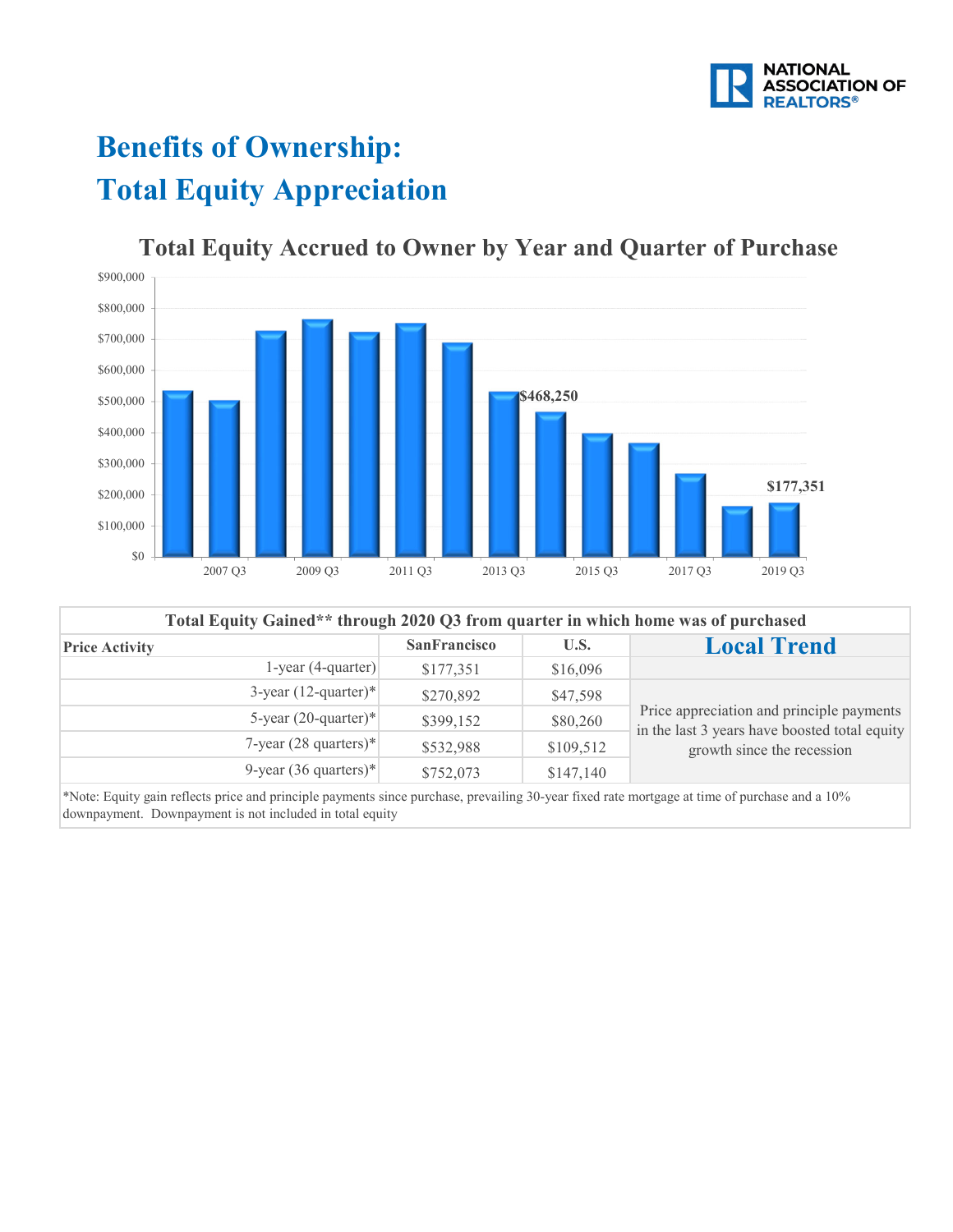# Benefits of Ownership: Total Equity Appreciation

## Total Equity Accrued to Owner by Year and Quarter of Purchase

| Total Equity Gained** through 2020 Q3 from quarter in which home was of purchased | | | |
|---|---|---|---|
| **Price Activity** | **SanFrancisco** | **U.S.** | **Local Trend** |
| 1-year (4-quarter) | $177,351 | $16,096 | |
| 3-year (12-quarter)* | $270,892 | $47,598 | Price appreciation and principle payments in the last 3 years have boosted total equity growth since the recession |
| 5-year (20-quarter)* | $399,152 | $80,260 | |
| 7-year (28 quarters)* | $532,988 | $109,512 | |
| 9-year (36 quarters)* | $752,073 | $147,140 | |

*Note: Equity gain reflects price and principle payments since purchase, prevailing 30-year fixed rate mortgage at time of purchase and a 10% downpayment. Downpayment is not included in total equity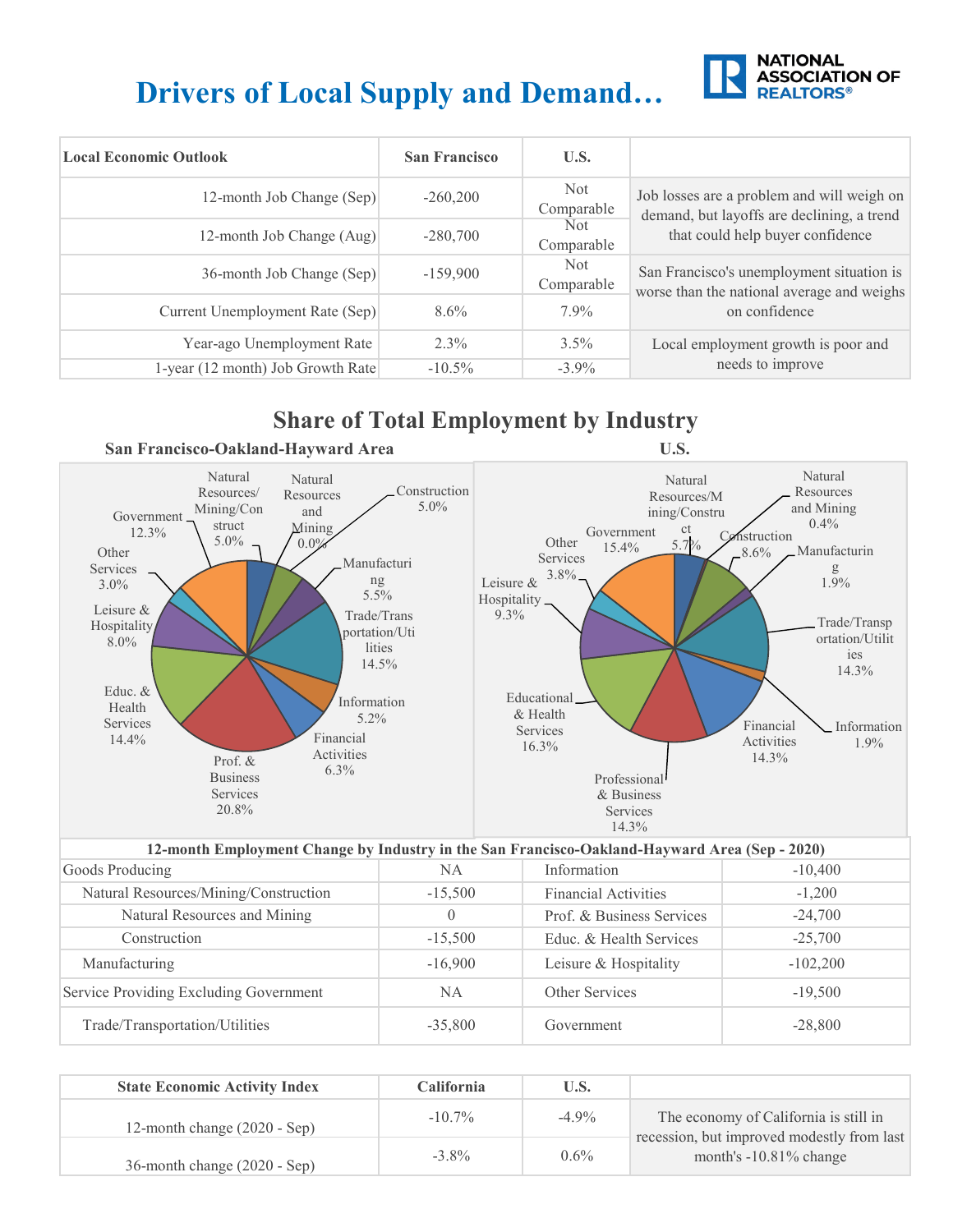# Drivers of Local Supply and Demand…

| Local Economic Outlook | San Francisco | U.S. | |
|---|---|---|---|
| 12-month Job Change (Sep) | -260,200 | Not Comparable | Job losses are a problem and will weigh on demand, but layoffs are declining, a trend that could help buyer confidence |
| 12-month Job Change (Aug) | -280,700 | Not Comparable | |
| 36-month Job Change (Sep) | -159,900 | Not Comparable | San Francisco's unemployment situation is worse than the national average and weighs on confidence |
| Current Unemployment Rate (Sep) | 8.6% | 7.9% | |
| Year-ago Unemployment Rate | 2.3% | 3.5% | Local employment growth is poor and needs to improve |
| 1-year (12 month) Job Growth Rate | -10.5% | -3.9% | |

## Share of Total Employment by Industry

**San Francisco-Oakland-Hayward Area**

| Industry | Share |
|---|---|
| Natural Resources/Mining/Construct | 5.0% |
| Natural Resources and Mining | 0.0% |
| Construction | 5.0% |
| Manufacturing | 5.5% |
| Trade/Transportation/Utilities | 14.5% |
| Information | 5.2% |
| Financial Activities | 6.3% |
| Prof. & Business Services | 20.8% |
| Educ. & Health Services | 14.4% |
| Leisure & Hospitality | 8.0% |
| Other Services | 3.0% |
| Government | 12.3% |

**U.S.**

| Industry | Share |
|---|---|
| Natural Resources/Mining/Construct | 5.7% |
| Natural Resources and Mining | 0.4% |
| Construction | 8.6% |
| Manufacturing | 1.9% |
| Trade/Transportation/Utilities | 14.3% |
| Information | 1.9% |
| Financial Activities | 14.3% |
| Professional & Business Services | 14.3% |
| Educational & Health Services | 16.3% |
| Leisure & Hospitality | 9.3% |
| Other Services | 3.8% |
| Government | 15.4% |

| 12-month Employment Change by Industry in the San Francisco-Oakland-Hayward Area (Sep - 2020) | | | |
|---|---|---|---|
| Goods Producing | NA | Information | -10,400 |
| Natural Resources/Mining/Construction | -15,500 | Financial Activities | -1,200 |
| Natural Resources and Mining | 0 | Prof. & Business Services | -24,700 |
| Construction | -15,500 | Educ. & Health Services | -25,700 |
| Manufacturing | -16,900 | Leisure & Hospitality | -102,200 |
| Service Providing Excluding Government | NA | Other Services | -19,500 |
| Trade/Transportation/Utilities | -35,800 | Government | -28,800 |

| State Economic Activity Index | California | U.S. | |
|---|---|---|---|
| 12-month change (2020 - Sep) | -10.7% | -4.9% | The economy of California is still in recession, but improved modestly from last month's -10.81% change |
| 36-month change (2020 - Sep) | -3.8% | 0.6% | |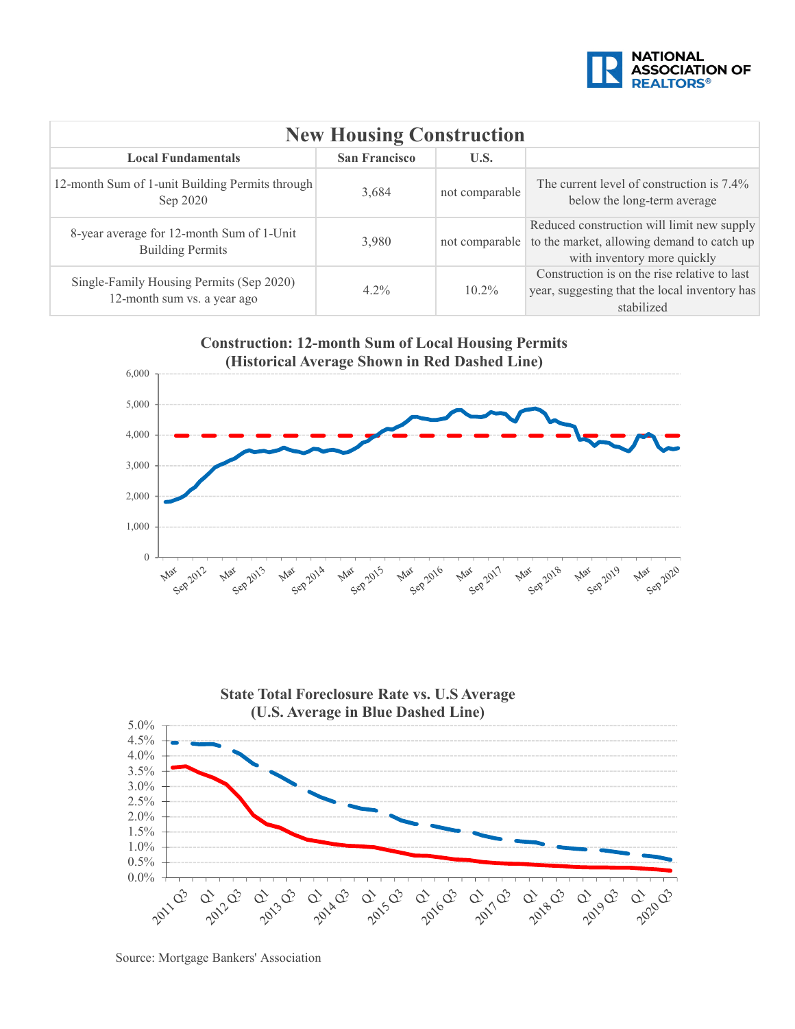| New Housing Construction | | | |
|---|---|---|---|
| **Local Fundamentals** | **San Francisco** | **U.S.** | |
| 12-month Sum of 1-unit Building Permits through Sep 2020 | 3,684 | not comparable | The current level of construction is 7.4% below the long-term average |
| 8-year average for 12-month Sum of 1-Unit Building Permits | 3,980 | not comparable | Reduced construction will limit new supply to the market, allowing demand to catch up with inventory more quickly |
| Single-Family Housing Permits (Sep 2020) 12-month sum vs. a year ago | 4.2% | 10.2% | Construction is on the rise relative to last year, suggesting that the local inventory has stabilized |

**Construction: 12-month Sum of Local Housing Permits (Historical Average Shown in Red Dashed Line)**

**State Total Foreclosure Rate vs. U.S Average (U.S. Average in Blue Dashed Line)**

Source: Mortgage Bankers' Association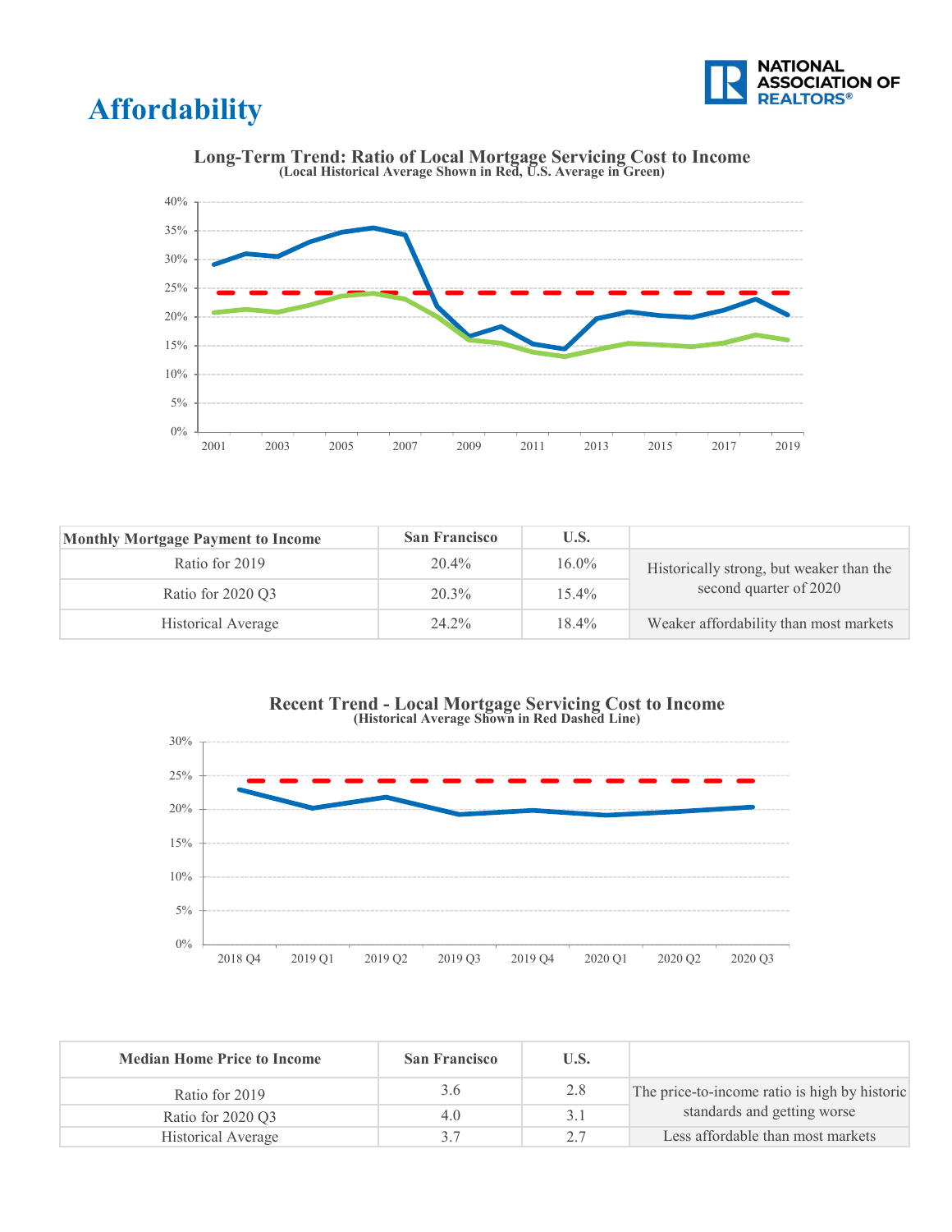# Affordability

**Long-Term Trend: Ratio of Local Mortgage Servicing Cost to Income**
**(Local Historical Average Shown in Red, U.S. Average in Green)**

| Monthly Mortgage Payment to Income | San Francisco | U.S. | |
|---|---|---|---|
| Ratio for 2019 | 20.4% | 16.0% | Historically strong, but weaker than the second quarter of 2020 |
| Ratio for 2020 Q3 | 20.3% | 15.4% | |
| Historical Average | 24.2% | 18.4% | Weaker affordability than most markets |

**Recent Trend - Local Mortgage Servicing Cost to Income**
**(Historical Average Shown in Red Dashed Line)**

| Median Home Price to Income | San Francisco | U.S. | |
|---|---|---|---|
| Ratio for 2019 | 3.6 | 2.8 | The price-to-income ratio is high by historic standards and getting worse |
| Ratio for 2020 Q3 | 4.0 | 3.1 | |
| Historical Average | 3.7 | 2.7 | Less affordable than most markets |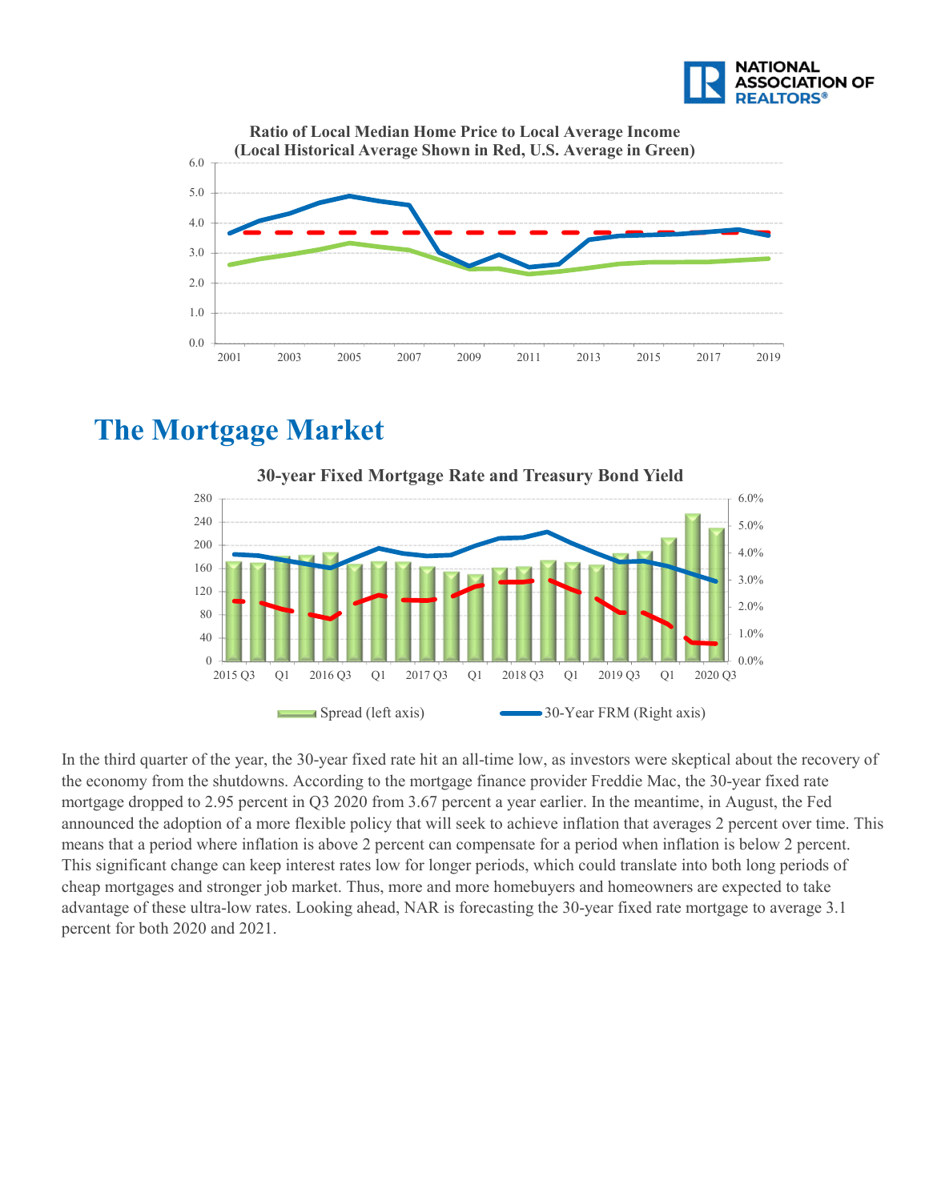**Ratio of Local Median Home Price to Local Average Income (Local Historical Average Shown in Red, U.S. Average in Green)**

## The Mortgage Market

**30-year Fixed Mortgage Rate and Treasury Bond Yield**

Spread (left axis) — 30-Year FRM (Right axis)

In the third quarter of the year, the 30-year fixed rate hit an all-time low, as investors were skeptical about the recovery of the economy from the shutdowns. According to the mortgage finance provider Freddie Mac, the 30-year fixed rate mortgage dropped to 2.95 percent in Q3 2020 from 3.67 percent a year earlier. In the meantime, in August, the Fed announced the adoption of a more flexible policy that will seek to achieve inflation that averages 2 percent over time. This means that a period where inflation is above 2 percent can compensate for a period when inflation is below 2 percent. This significant change can keep interest rates low for longer periods, which could translate into both long periods of cheap mortgages and stronger job market. Thus, more and more homebuyers and homeowners are expected to take advantage of these ultra-low rates. Looking ahead, NAR is forecasting the 30-year fixed rate mortgage to average 3.1 percent for both 2020 and 2021.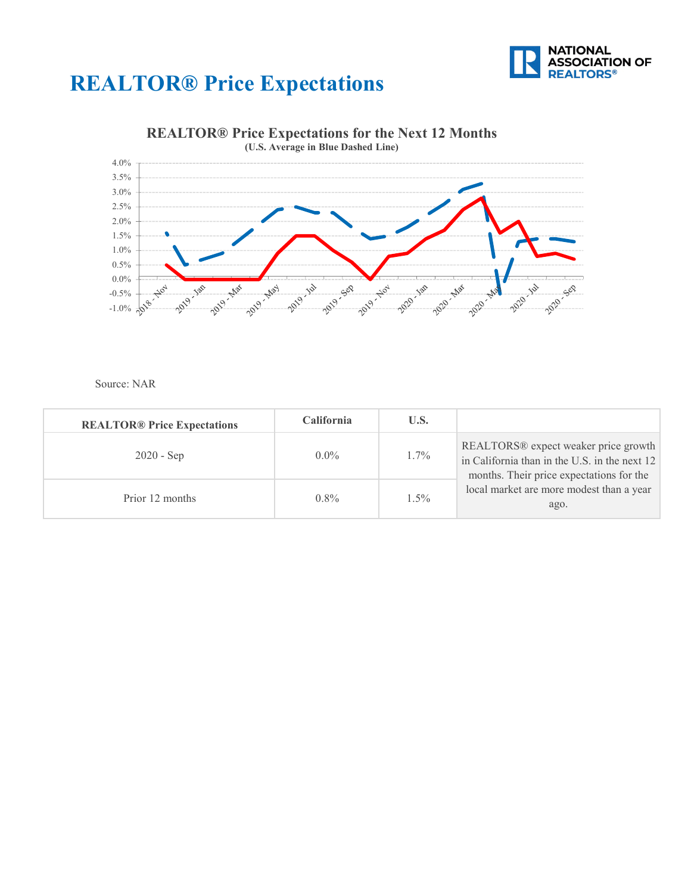# REALTOR® Price Expectations

**REALTOR® Price Expectations for the Next 12 Months**
**(U.S. Average in Blue Dashed Line)**

Source: NAR

| REALTOR® Price Expectations | California | U.S. | |
|---|---|---|---|
| 2020 - Sep | 0.0% | 1.7% | REALTORS® expect weaker price growth in California than in the U.S. in the next 12 months. Their price expectations for the local market are more modest than a year ago. |
| Prior 12 months | 0.8% | 1.5% | |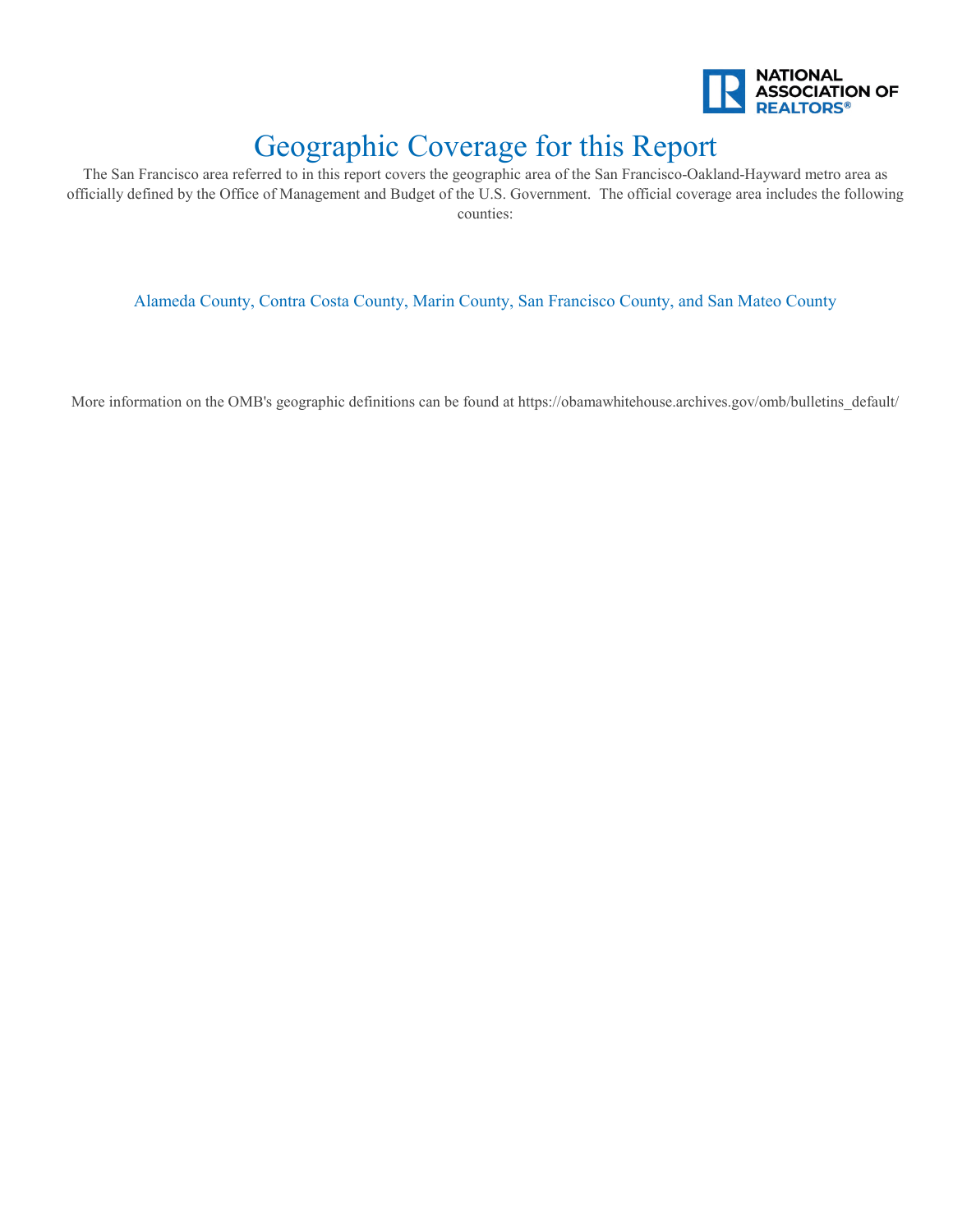# Geographic Coverage for this Report

The San Francisco area referred to in this report covers the geographic area of the San Francisco-Oakland-Hayward metro area as officially defined by the Office of Management and Budget of the U.S. Government.  The official coverage area includes the following counties:

Alameda County, Contra Costa County, Marin County, San Francisco County, and San Mateo County

More information on the OMB's geographic definitions can be found at https://obamawhitehouse.archives.gov/omb/bulletins_default/